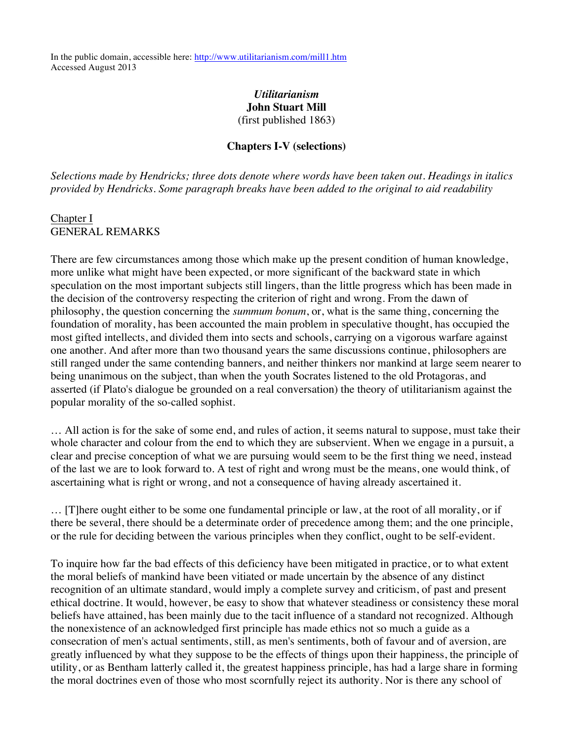In the public domain, accessible here: http://www.utilitarianism.com/mill1.htm
Accessed August 2013

# *Utilitarianism*
## **John Stuart Mill**
(first published 1863)

### **Chapters I-V (selections)**

*Selections made by Hendricks; three dots denote where words have been taken out. Headings in italics provided by Hendricks. Some paragraph breaks have been added to the original to aid readability*

## Chapter I
GENERAL REMARKS

There are few circumstances among those which make up the present condition of human knowledge, more unlike what might have been expected, or more significant of the backward state in which speculation on the most important subjects still lingers, than the little progress which has been made in the decision of the controversy respecting the criterion of right and wrong. From the dawn of philosophy, the question concerning the *summum bonum*, or, what is the same thing, concerning the foundation of morality, has been accounted the main problem in speculative thought, has occupied the most gifted intellects, and divided them into sects and schools, carrying on a vigorous warfare against one another. And after more than two thousand years the same discussions continue, philosophers are still ranged under the same contending banners, and neither thinkers nor mankind at large seem nearer to being unanimous on the subject, than when the youth Socrates listened to the old Protagoras, and asserted (if Plato's dialogue be grounded on a real conversation) the theory of utilitarianism against the popular morality of the so-called sophist.

… All action is for the sake of some end, and rules of action, it seems natural to suppose, must take their whole character and colour from the end to which they are subservient. When we engage in a pursuit, a clear and precise conception of what we are pursuing would seem to be the first thing we need, instead of the last we are to look forward to. A test of right and wrong must be the means, one would think, of ascertaining what is right or wrong, and not a consequence of having already ascertained it.

… [T]here ought either to be some one fundamental principle or law, at the root of all morality, or if there be several, there should be a determinate order of precedence among them; and the one principle, or the rule for deciding between the various principles when they conflict, ought to be self-evident.

To inquire how far the bad effects of this deficiency have been mitigated in practice, or to what extent the moral beliefs of mankind have been vitiated or made uncertain by the absence of any distinct recognition of an ultimate standard, would imply a complete survey and criticism, of past and present ethical doctrine. It would, however, be easy to show that whatever steadiness or consistency these moral beliefs have attained, has been mainly due to the tacit influence of a standard not recognized. Although the nonexistence of an acknowledged first principle has made ethics not so much a guide as a consecration of men's actual sentiments, still, as men's sentiments, both of favour and of aversion, are greatly influenced by what they suppose to be the effects of things upon their happiness, the principle of utility, or as Bentham latterly called it, the greatest happiness principle, has had a large share in forming the moral doctrines even of those who most scornfully reject its authority. Nor is there any school of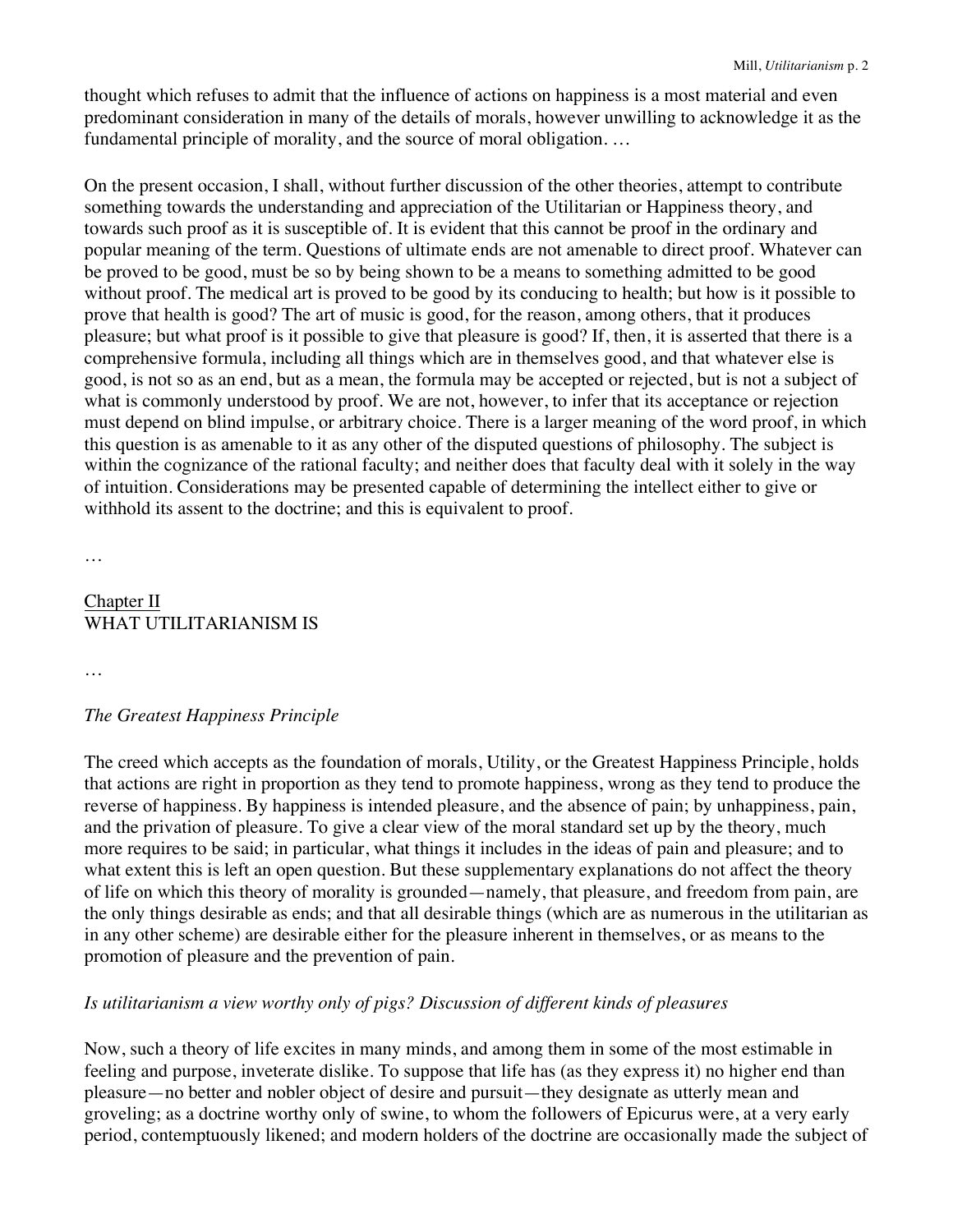thought which refuses to admit that the influence of actions on happiness is a most material and even predominant consideration in many of the details of morals, however unwilling to acknowledge it as the fundamental principle of morality, and the source of moral obligation. …

On the present occasion, I shall, without further discussion of the other theories, attempt to contribute something towards the understanding and appreciation of the Utilitarian or Happiness theory, and towards such proof as it is susceptible of. It is evident that this cannot be proof in the ordinary and popular meaning of the term. Questions of ultimate ends are not amenable to direct proof. Whatever can be proved to be good, must be so by being shown to be a means to something admitted to be good without proof. The medical art is proved to be good by its conducing to health; but how is it possible to prove that health is good? The art of music is good, for the reason, among others, that it produces pleasure; but what proof is it possible to give that pleasure is good? If, then, it is asserted that there is a comprehensive formula, including all things which are in themselves good, and that whatever else is good, is not so as an end, but as a mean, the formula may be accepted or rejected, but is not a subject of what is commonly understood by proof. We are not, however, to infer that its acceptance or rejection must depend on blind impulse, or arbitrary choice. There is a larger meaning of the word proof, in which this question is as amenable to it as any other of the disputed questions of philosophy. The subject is within the cognizance of the rational faculty; and neither does that faculty deal with it solely in the way of intuition. Considerations may be presented capable of determining the intellect either to give or withhold its assent to the doctrine; and this is equivalent to proof.

…

## Chapter II
## WHAT UTILITARIANISM IS

…

### *The Greatest Happiness Principle*

The creed which accepts as the foundation of morals, Utility, or the Greatest Happiness Principle, holds that actions are right in proportion as they tend to promote happiness, wrong as they tend to produce the reverse of happiness. By happiness is intended pleasure, and the absence of pain; by unhappiness, pain, and the privation of pleasure. To give a clear view of the moral standard set up by the theory, much more requires to be said; in particular, what things it includes in the ideas of pain and pleasure; and to what extent this is left an open question. But these supplementary explanations do not affect the theory of life on which this theory of morality is grounded—namely, that pleasure, and freedom from pain, are the only things desirable as ends; and that all desirable things (which are as numerous in the utilitarian as in any other scheme) are desirable either for the pleasure inherent in themselves, or as means to the promotion of pleasure and the prevention of pain.

### *Is utilitarianism a view worthy only of pigs? Discussion of different kinds of pleasures*

Now, such a theory of life excites in many minds, and among them in some of the most estimable in feeling and purpose, inveterate dislike. To suppose that life has (as they express it) no higher end than pleasure—no better and nobler object of desire and pursuit—they designate as utterly mean and groveling; as a doctrine worthy only of swine, to whom the followers of Epicurus were, at a very early period, contemptuously likened; and modern holders of the doctrine are occasionally made the subject of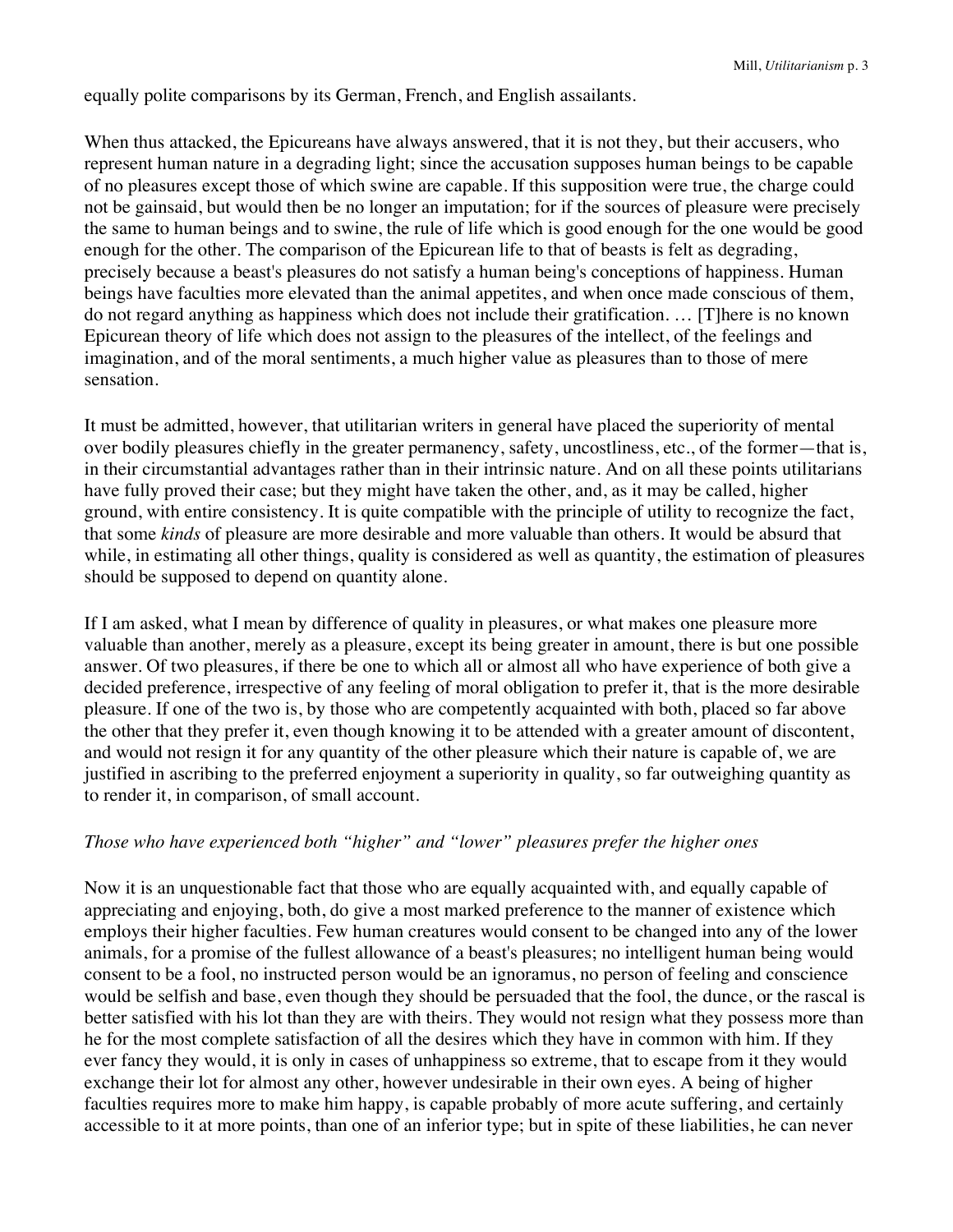equally polite comparisons by its German, French, and English assailants.

When thus attacked, the Epicureans have always answered, that it is not they, but their accusers, who represent human nature in a degrading light; since the accusation supposes human beings to be capable of no pleasures except those of which swine are capable. If this supposition were true, the charge could not be gainsaid, but would then be no longer an imputation; for if the sources of pleasure were precisely the same to human beings and to swine, the rule of life which is good enough for the one would be good enough for the other. The comparison of the Epicurean life to that of beasts is felt as degrading, precisely because a beast's pleasures do not satisfy a human being's conceptions of happiness. Human beings have faculties more elevated than the animal appetites, and when once made conscious of them, do not regard anything as happiness which does not include their gratification. … [T]here is no known Epicurean theory of life which does not assign to the pleasures of the intellect, of the feelings and imagination, and of the moral sentiments, a much higher value as pleasures than to those of mere sensation.

It must be admitted, however, that utilitarian writers in general have placed the superiority of mental over bodily pleasures chiefly in the greater permanency, safety, uncostliness, etc., of the former—that is, in their circumstantial advantages rather than in their intrinsic nature. And on all these points utilitarians have fully proved their case; but they might have taken the other, and, as it may be called, higher ground, with entire consistency. It is quite compatible with the principle of utility to recognize the fact, that some *kinds* of pleasure are more desirable and more valuable than others. It would be absurd that while, in estimating all other things, quality is considered as well as quantity, the estimation of pleasures should be supposed to depend on quantity alone.

If I am asked, what I mean by difference of quality in pleasures, or what makes one pleasure more valuable than another, merely as a pleasure, except its being greater in amount, there is but one possible answer. Of two pleasures, if there be one to which all or almost all who have experience of both give a decided preference, irrespective of any feeling of moral obligation to prefer it, that is the more desirable pleasure. If one of the two is, by those who are competently acquainted with both, placed so far above the other that they prefer it, even though knowing it to be attended with a greater amount of discontent, and would not resign it for any quantity of the other pleasure which their nature is capable of, we are justified in ascribing to the preferred enjoyment a superiority in quality, so far outweighing quantity as to render it, in comparison, of small account.

*Those who have experienced both "higher" and "lower" pleasures prefer the higher ones*

Now it is an unquestionable fact that those who are equally acquainted with, and equally capable of appreciating and enjoying, both, do give a most marked preference to the manner of existence which employs their higher faculties. Few human creatures would consent to be changed into any of the lower animals, for a promise of the fullest allowance of a beast's pleasures; no intelligent human being would consent to be a fool, no instructed person would be an ignoramus, no person of feeling and conscience would be selfish and base, even though they should be persuaded that the fool, the dunce, or the rascal is better satisfied with his lot than they are with theirs. They would not resign what they possess more than he for the most complete satisfaction of all the desires which they have in common with him. If they ever fancy they would, it is only in cases of unhappiness so extreme, that to escape from it they would exchange their lot for almost any other, however undesirable in their own eyes. A being of higher faculties requires more to make him happy, is capable probably of more acute suffering, and certainly accessible to it at more points, than one of an inferior type; but in spite of these liabilities, he can never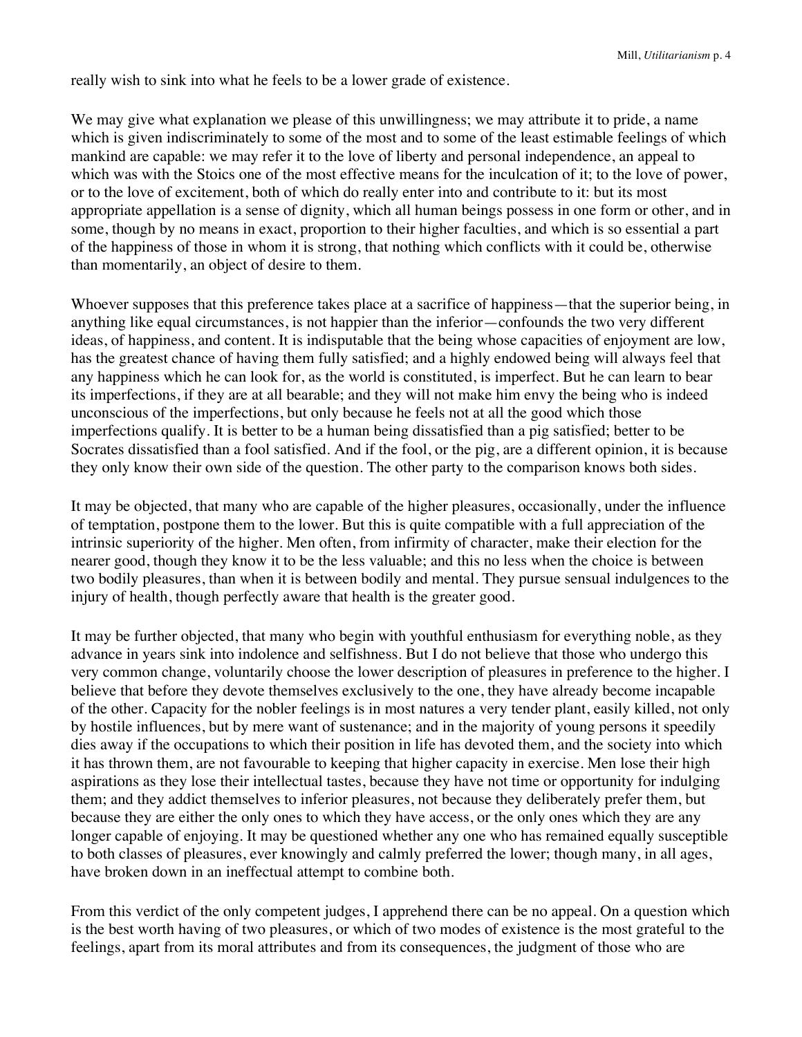really wish to sink into what he feels to be a lower grade of existence.

We may give what explanation we please of this unwillingness; we may attribute it to pride, a name which is given indiscriminately to some of the most and to some of the least estimable feelings of which mankind are capable: we may refer it to the love of liberty and personal independence, an appeal to which was with the Stoics one of the most effective means for the inculcation of it; to the love of power, or to the love of excitement, both of which do really enter into and contribute to it: but its most appropriate appellation is a sense of dignity, which all human beings possess in one form or other, and in some, though by no means in exact, proportion to their higher faculties, and which is so essential a part of the happiness of those in whom it is strong, that nothing which conflicts with it could be, otherwise than momentarily, an object of desire to them.

Whoever supposes that this preference takes place at a sacrifice of happiness—that the superior being, in anything like equal circumstances, is not happier than the inferior—confounds the two very different ideas, of happiness, and content. It is indisputable that the being whose capacities of enjoyment are low, has the greatest chance of having them fully satisfied; and a highly endowed being will always feel that any happiness which he can look for, as the world is constituted, is imperfect. But he can learn to bear its imperfections, if they are at all bearable; and they will not make him envy the being who is indeed unconscious of the imperfections, but only because he feels not at all the good which those imperfections qualify. It is better to be a human being dissatisfied than a pig satisfied; better to be Socrates dissatisfied than a fool satisfied. And if the fool, or the pig, are a different opinion, it is because they only know their own side of the question. The other party to the comparison knows both sides.

It may be objected, that many who are capable of the higher pleasures, occasionally, under the influence of temptation, postpone them to the lower. But this is quite compatible with a full appreciation of the intrinsic superiority of the higher. Men often, from infirmity of character, make their election for the nearer good, though they know it to be the less valuable; and this no less when the choice is between two bodily pleasures, than when it is between bodily and mental. They pursue sensual indulgences to the injury of health, though perfectly aware that health is the greater good.

It may be further objected, that many who begin with youthful enthusiasm for everything noble, as they advance in years sink into indolence and selfishness. But I do not believe that those who undergo this very common change, voluntarily choose the lower description of pleasures in preference to the higher. I believe that before they devote themselves exclusively to the one, they have already become incapable of the other. Capacity for the nobler feelings is in most natures a very tender plant, easily killed, not only by hostile influences, but by mere want of sustenance; and in the majority of young persons it speedily dies away if the occupations to which their position in life has devoted them, and the society into which it has thrown them, are not favourable to keeping that higher capacity in exercise. Men lose their high aspirations as they lose their intellectual tastes, because they have not time or opportunity for indulging them; and they addict themselves to inferior pleasures, not because they deliberately prefer them, but because they are either the only ones to which they have access, or the only ones which they are any longer capable of enjoying. It may be questioned whether any one who has remained equally susceptible to both classes of pleasures, ever knowingly and calmly preferred the lower; though many, in all ages, have broken down in an ineffectual attempt to combine both.

From this verdict of the only competent judges, I apprehend there can be no appeal. On a question which is the best worth having of two pleasures, or which of two modes of existence is the most grateful to the feelings, apart from its moral attributes and from its consequences, the judgment of those who are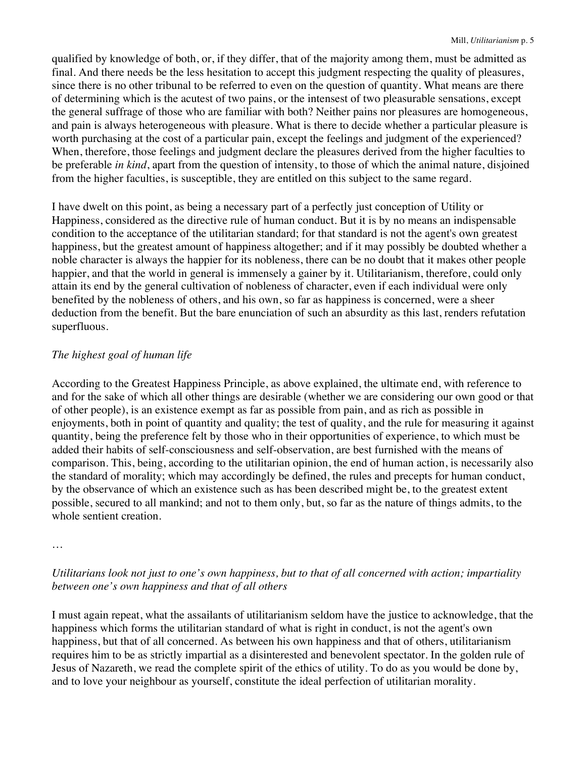qualified by knowledge of both, or, if they differ, that of the majority among them, must be admitted as final. And there needs be the less hesitation to accept this judgment respecting the quality of pleasures, since there is no other tribunal to be referred to even on the question of quantity. What means are there of determining which is the acutest of two pains, or the intensest of two pleasurable sensations, except the general suffrage of those who are familiar with both? Neither pains nor pleasures are homogeneous, and pain is always heterogeneous with pleasure. What is there to decide whether a particular pleasure is worth purchasing at the cost of a particular pain, except the feelings and judgment of the experienced? When, therefore, those feelings and judgment declare the pleasures derived from the higher faculties to be preferable *in kind*, apart from the question of intensity, to those of which the animal nature, disjoined from the higher faculties, is susceptible, they are entitled on this subject to the same regard.

I have dwelt on this point, as being a necessary part of a perfectly just conception of Utility or Happiness, considered as the directive rule of human conduct. But it is by no means an indispensable condition to the acceptance of the utilitarian standard; for that standard is not the agent's own greatest happiness, but the greatest amount of happiness altogether; and if it may possibly be doubted whether a noble character is always the happier for its nobleness, there can be no doubt that it makes other people happier, and that the world in general is immensely a gainer by it. Utilitarianism, therefore, could only attain its end by the general cultivation of nobleness of character, even if each individual were only benefited by the nobleness of others, and his own, so far as happiness is concerned, were a sheer deduction from the benefit. But the bare enunciation of such an absurdity as this last, renders refutation superfluous.

*The highest goal of human life*

According to the Greatest Happiness Principle, as above explained, the ultimate end, with reference to and for the sake of which all other things are desirable (whether we are considering our own good or that of other people), is an existence exempt as far as possible from pain, and as rich as possible in enjoyments, both in point of quantity and quality; the test of quality, and the rule for measuring it against quantity, being the preference felt by those who in their opportunities of experience, to which must be added their habits of self-consciousness and self-observation, are best furnished with the means of comparison. This, being, according to the utilitarian opinion, the end of human action, is necessarily also the standard of morality; which may accordingly be defined, the rules and precepts for human conduct, by the observance of which an existence such as has been described might be, to the greatest extent possible, secured to all mankind; and not to them only, but, so far as the nature of things admits, to the whole sentient creation.

…

*Utilitarians look not just to one's own happiness, but to that of all concerned with action; impartiality between one's own happiness and that of all others*

I must again repeat, what the assailants of utilitarianism seldom have the justice to acknowledge, that the happiness which forms the utilitarian standard of what is right in conduct, is not the agent's own happiness, but that of all concerned. As between his own happiness and that of others, utilitarianism requires him to be as strictly impartial as a disinterested and benevolent spectator. In the golden rule of Jesus of Nazareth, we read the complete spirit of the ethics of utility. To do as you would be done by, and to love your neighbour as yourself, constitute the ideal perfection of utilitarian morality.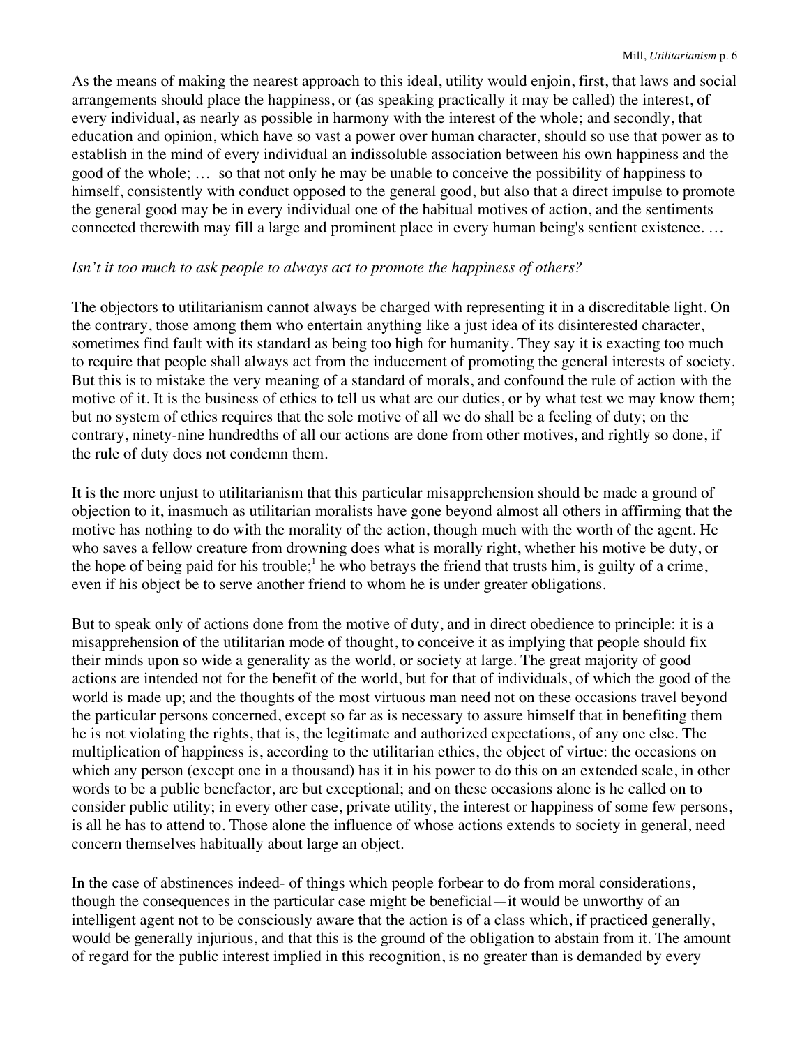As the means of making the nearest approach to this ideal, utility would enjoin, first, that laws and social arrangements should place the happiness, or (as speaking practically it may be called) the interest, of every individual, as nearly as possible in harmony with the interest of the whole; and secondly, that education and opinion, which have so vast a power over human character, should so use that power as to establish in the mind of every individual an indissoluble association between his own happiness and the good of the whole; … so that not only he may be unable to conceive the possibility of happiness to himself, consistently with conduct opposed to the general good, but also that a direct impulse to promote the general good may be in every individual one of the habitual motives of action, and the sentiments connected therewith may fill a large and prominent place in every human being's sentient existence. …

*Isn't it too much to ask people to always act to promote the happiness of others?*

The objectors to utilitarianism cannot always be charged with representing it in a discreditable light. On the contrary, those among them who entertain anything like a just idea of its disinterested character, sometimes find fault with its standard as being too high for humanity. They say it is exacting too much to require that people shall always act from the inducement of promoting the general interests of society. But this is to mistake the very meaning of a standard of morals, and confound the rule of action with the motive of it. It is the business of ethics to tell us what are our duties, or by what test we may know them; but no system of ethics requires that the sole motive of all we do shall be a feeling of duty; on the contrary, ninety-nine hundredths of all our actions are done from other motives, and rightly so done, if the rule of duty does not condemn them.

It is the more unjust to utilitarianism that this particular misapprehension should be made a ground of objection to it, inasmuch as utilitarian moralists have gone beyond almost all others in affirming that the motive has nothing to do with the morality of the action, though much with the worth of the agent. He who saves a fellow creature from drowning does what is morally right, whether his motive be duty, or the hope of being paid for his trouble;[1] he who betrays the friend that trusts him, is guilty of a crime, even if his object be to serve another friend to whom he is under greater obligations.

But to speak only of actions done from the motive of duty, and in direct obedience to principle: it is a misapprehension of the utilitarian mode of thought, to conceive it as implying that people should fix their minds upon so wide a generality as the world, or society at large. The great majority of good actions are intended not for the benefit of the world, but for that of individuals, of which the good of the world is made up; and the thoughts of the most virtuous man need not on these occasions travel beyond the particular persons concerned, except so far as is necessary to assure himself that in benefiting them he is not violating the rights, that is, the legitimate and authorized expectations, of any one else. The multiplication of happiness is, according to the utilitarian ethics, the object of virtue: the occasions on which any person (except one in a thousand) has it in his power to do this on an extended scale, in other words to be a public benefactor, are but exceptional; and on these occasions alone is he called on to consider public utility; in every other case, private utility, the interest or happiness of some few persons, is all he has to attend to. Those alone the influence of whose actions extends to society in general, need concern themselves habitually about large an object.

In the case of abstinences indeed- of things which people forbear to do from moral considerations, though the consequences in the particular case might be beneficial—it would be unworthy of an intelligent agent not to be consciously aware that the action is of a class which, if practiced generally, would be generally injurious, and that this is the ground of the obligation to abstain from it. The amount of regard for the public interest implied in this recognition, is no greater than is demanded by every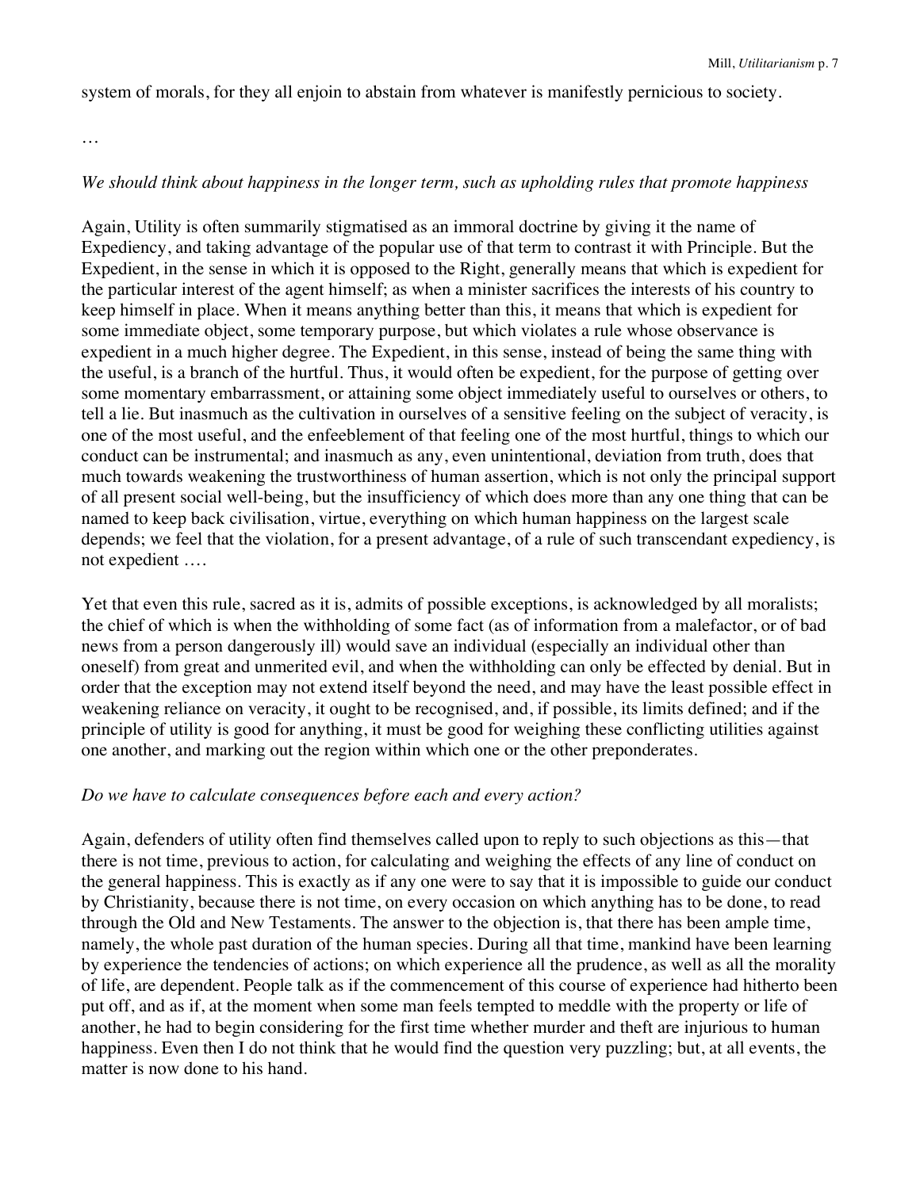system of morals, for they all enjoin to abstain from whatever is manifestly pernicious to society.

…

*We should think about happiness in the longer term, such as upholding rules that promote happiness*

Again, Utility is often summarily stigmatised as an immoral doctrine by giving it the name of Expediency, and taking advantage of the popular use of that term to contrast it with Principle. But the Expedient, in the sense in which it is opposed to the Right, generally means that which is expedient for the particular interest of the agent himself; as when a minister sacrifices the interests of his country to keep himself in place. When it means anything better than this, it means that which is expedient for some immediate object, some temporary purpose, but which violates a rule whose observance is expedient in a much higher degree. The Expedient, in this sense, instead of being the same thing with the useful, is a branch of the hurtful. Thus, it would often be expedient, for the purpose of getting over some momentary embarrassment, or attaining some object immediately useful to ourselves or others, to tell a lie. But inasmuch as the cultivation in ourselves of a sensitive feeling on the subject of veracity, is one of the most useful, and the enfeeblement of that feeling one of the most hurtful, things to which our conduct can be instrumental; and inasmuch as any, even unintentional, deviation from truth, does that much towards weakening the trustworthiness of human assertion, which is not only the principal support of all present social well-being, but the insufficiency of which does more than any one thing that can be named to keep back civilisation, virtue, everything on which human happiness on the largest scale depends; we feel that the violation, for a present advantage, of a rule of such transcendant expediency, is not expedient ….

Yet that even this rule, sacred as it is, admits of possible exceptions, is acknowledged by all moralists; the chief of which is when the withholding of some fact (as of information from a malefactor, or of bad news from a person dangerously ill) would save an individual (especially an individual other than oneself) from great and unmerited evil, and when the withholding can only be effected by denial. But in order that the exception may not extend itself beyond the need, and may have the least possible effect in weakening reliance on veracity, it ought to be recognised, and, if possible, its limits defined; and if the principle of utility is good for anything, it must be good for weighing these conflicting utilities against one another, and marking out the region within which one or the other preponderates.

*Do we have to calculate consequences before each and every action?*

Again, defenders of utility often find themselves called upon to reply to such objections as this—that there is not time, previous to action, for calculating and weighing the effects of any line of conduct on the general happiness. This is exactly as if any one were to say that it is impossible to guide our conduct by Christianity, because there is not time, on every occasion on which anything has to be done, to read through the Old and New Testaments. The answer to the objection is, that there has been ample time, namely, the whole past duration of the human species. During all that time, mankind have been learning by experience the tendencies of actions; on which experience all the prudence, as well as all the morality of life, are dependent. People talk as if the commencement of this course of experience had hitherto been put off, and as if, at the moment when some man feels tempted to meddle with the property or life of another, he had to begin considering for the first time whether murder and theft are injurious to human happiness. Even then I do not think that he would find the question very puzzling; but, at all events, the matter is now done to his hand.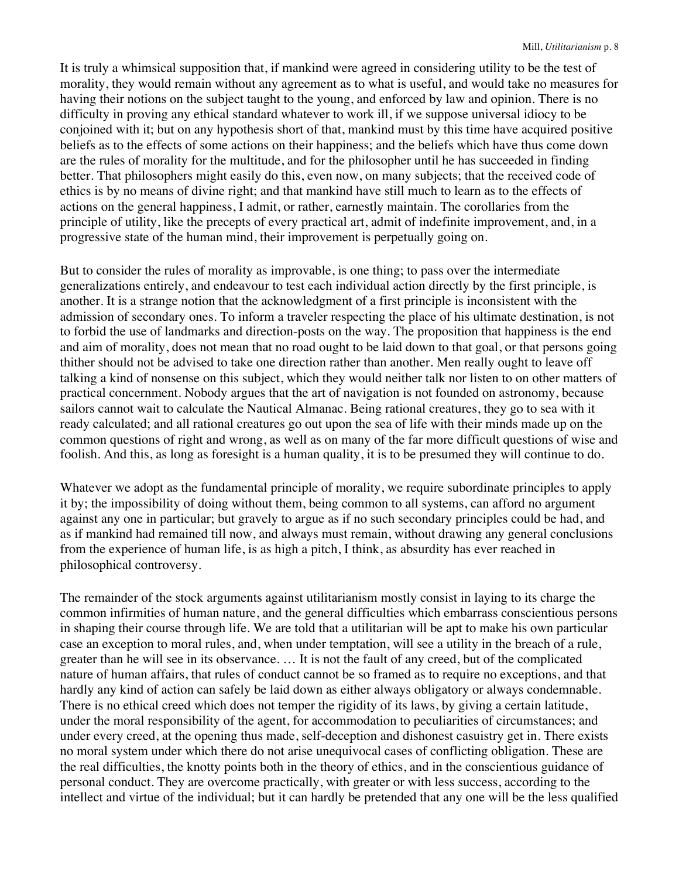It is truly a whimsical supposition that, if mankind were agreed in considering utility to be the test of morality, they would remain without any agreement as to what is useful, and would take no measures for having their notions on the subject taught to the young, and enforced by law and opinion. There is no difficulty in proving any ethical standard whatever to work ill, if we suppose universal idiocy to be conjoined with it; but on any hypothesis short of that, mankind must by this time have acquired positive beliefs as to the effects of some actions on their happiness; and the beliefs which have thus come down are the rules of morality for the multitude, and for the philosopher until he has succeeded in finding better. That philosophers might easily do this, even now, on many subjects; that the received code of ethics is by no means of divine right; and that mankind have still much to learn as to the effects of actions on the general happiness, I admit, or rather, earnestly maintain. The corollaries from the principle of utility, like the precepts of every practical art, admit of indefinite improvement, and, in a progressive state of the human mind, their improvement is perpetually going on.

But to consider the rules of morality as improvable, is one thing; to pass over the intermediate generalizations entirely, and endeavour to test each individual action directly by the first principle, is another. It is a strange notion that the acknowledgment of a first principle is inconsistent with the admission of secondary ones. To inform a traveler respecting the place of his ultimate destination, is not to forbid the use of landmarks and direction-posts on the way. The proposition that happiness is the end and aim of morality, does not mean that no road ought to be laid down to that goal, or that persons going thither should not be advised to take one direction rather than another. Men really ought to leave off talking a kind of nonsense on this subject, which they would neither talk nor listen to on other matters of practical concernment. Nobody argues that the art of navigation is not founded on astronomy, because sailors cannot wait to calculate the Nautical Almanac. Being rational creatures, they go to sea with it ready calculated; and all rational creatures go out upon the sea of life with their minds made up on the common questions of right and wrong, as well as on many of the far more difficult questions of wise and foolish. And this, as long as foresight is a human quality, it is to be presumed they will continue to do.

Whatever we adopt as the fundamental principle of morality, we require subordinate principles to apply it by; the impossibility of doing without them, being common to all systems, can afford no argument against any one in particular; but gravely to argue as if no such secondary principles could be had, and as if mankind had remained till now, and always must remain, without drawing any general conclusions from the experience of human life, is as high a pitch, I think, as absurdity has ever reached in philosophical controversy.

The remainder of the stock arguments against utilitarianism mostly consist in laying to its charge the common infirmities of human nature, and the general difficulties which embarrass conscientious persons in shaping their course through life. We are told that a utilitarian will be apt to make his own particular case an exception to moral rules, and, when under temptation, will see a utility in the breach of a rule, greater than he will see in its observance. … It is not the fault of any creed, but of the complicated nature of human affairs, that rules of conduct cannot be so framed as to require no exceptions, and that hardly any kind of action can safely be laid down as either always obligatory or always condemnable. There is no ethical creed which does not temper the rigidity of its laws, by giving a certain latitude, under the moral responsibility of the agent, for accommodation to peculiarities of circumstances; and under every creed, at the opening thus made, self-deception and dishonest casuistry get in. There exists no moral system under which there do not arise unequivocal cases of conflicting obligation. These are the real difficulties, the knotty points both in the theory of ethics, and in the conscientious guidance of personal conduct. They are overcome practically, with greater or with less success, according to the intellect and virtue of the individual; but it can hardly be pretended that any one will be the less qualified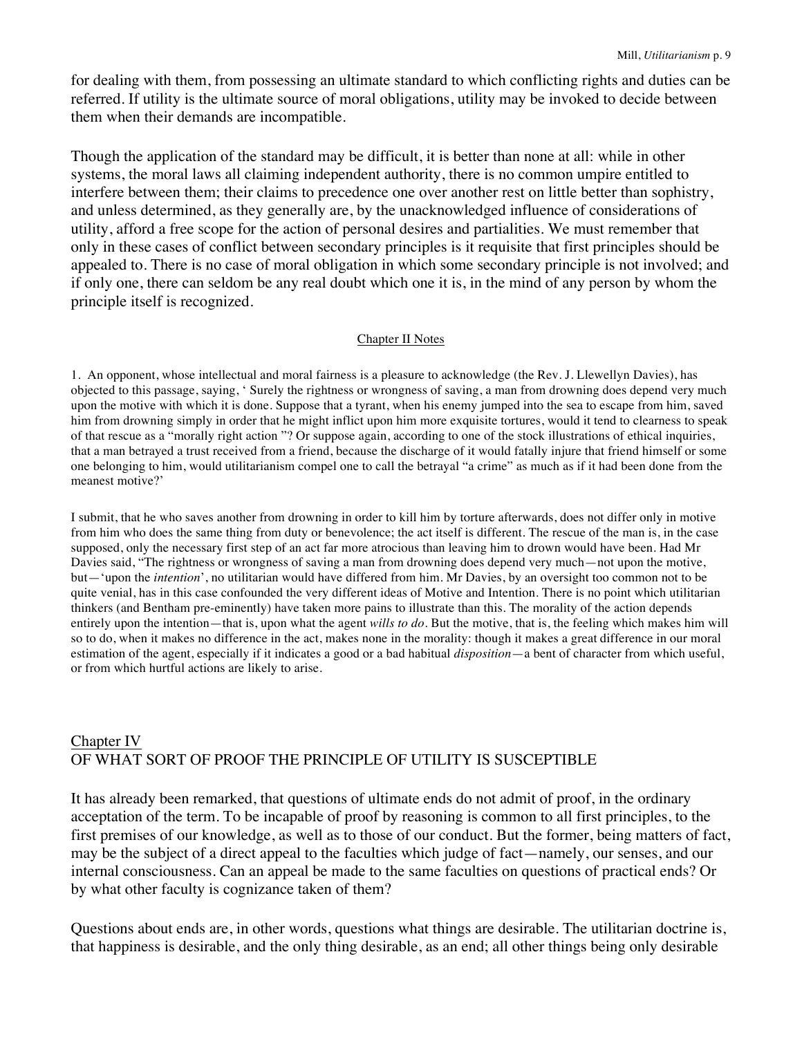for dealing with them, from possessing an ultimate standard to which conflicting rights and duties can be referred. If utility is the ultimate source of moral obligations, utility may be invoked to decide between them when their demands are incompatible.

Though the application of the standard may be difficult, it is better than none at all: while in other systems, the moral laws all claiming independent authority, there is no common umpire entitled to interfere between them; their claims to precedence one over another rest on little better than sophistry, and unless determined, as they generally are, by the unacknowledged influence of considerations of utility, afford a free scope for the action of personal desires and partialities. We must remember that only in these cases of conflict between secondary principles is it requisite that first principles should be appealed to. There is no case of moral obligation in which some secondary principle is not involved; and if only one, there can seldom be any real doubt which one it is, in the mind of any person by whom the principle itself is recognized.

### Chapter II Notes

1. An opponent, whose intellectual and moral fairness is a pleasure to acknowledge (the Rev. J. Llewellyn Davies), has objected to this passage, saying, ' Surely the rightness or wrongness of saving, a man from drowning does depend very much upon the motive with which it is done. Suppose that a tyrant, when his enemy jumped into the sea to escape from him, saved him from drowning simply in order that he might inflict upon him more exquisite tortures, would it tend to clearness to speak of that rescue as a "morally right action "? Or suppose again, according to one of the stock illustrations of ethical inquiries, that a man betrayed a trust received from a friend, because the discharge of it would fatally injure that friend himself or some one belonging to him, would utilitarianism compel one to call the betrayal "a crime" as much as if it had been done from the meanest motive?'

I submit, that he who saves another from drowning in order to kill him by torture afterwards, does not differ only in motive from him who does the same thing from duty or benevolence; the act itself is different. The rescue of the man is, in the case supposed, only the necessary first step of an act far more atrocious than leaving him to drown would have been. Had Mr Davies said, "The rightness or wrongness of saving a man from drowning does depend very much—not upon the motive, but—'upon the *intention*', no utilitarian would have differed from him. Mr Davies, by an oversight too common not to be quite venial, has in this case confounded the very different ideas of Motive and Intention. There is no point which utilitarian thinkers (and Bentham pre-eminently) have taken more pains to illustrate than this. The morality of the action depends entirely upon the intention—that is, upon what the agent *wills to do*. But the motive, that is, the feeling which makes him will so to do, when it makes no difference in the act, makes none in the morality: though it makes a great difference in our moral estimation of the agent, especially if it indicates a good or a bad habitual *disposition*—a bent of character from which useful, or from which hurtful actions are likely to arise.

## Chapter IV
## OF WHAT SORT OF PROOF THE PRINCIPLE OF UTILITY IS SUSCEPTIBLE

It has already been remarked, that questions of ultimate ends do not admit of proof, in the ordinary acceptation of the term. To be incapable of proof by reasoning is common to all first principles, to the first premises of our knowledge, as well as to those of our conduct. But the former, being matters of fact, may be the subject of a direct appeal to the faculties which judge of fact—namely, our senses, and our internal consciousness. Can an appeal be made to the same faculties on questions of practical ends? Or by what other faculty is cognizance taken of them?

Questions about ends are, in other words, questions what things are desirable. The utilitarian doctrine is, that happiness is desirable, and the only thing desirable, as an end; all other things being only desirable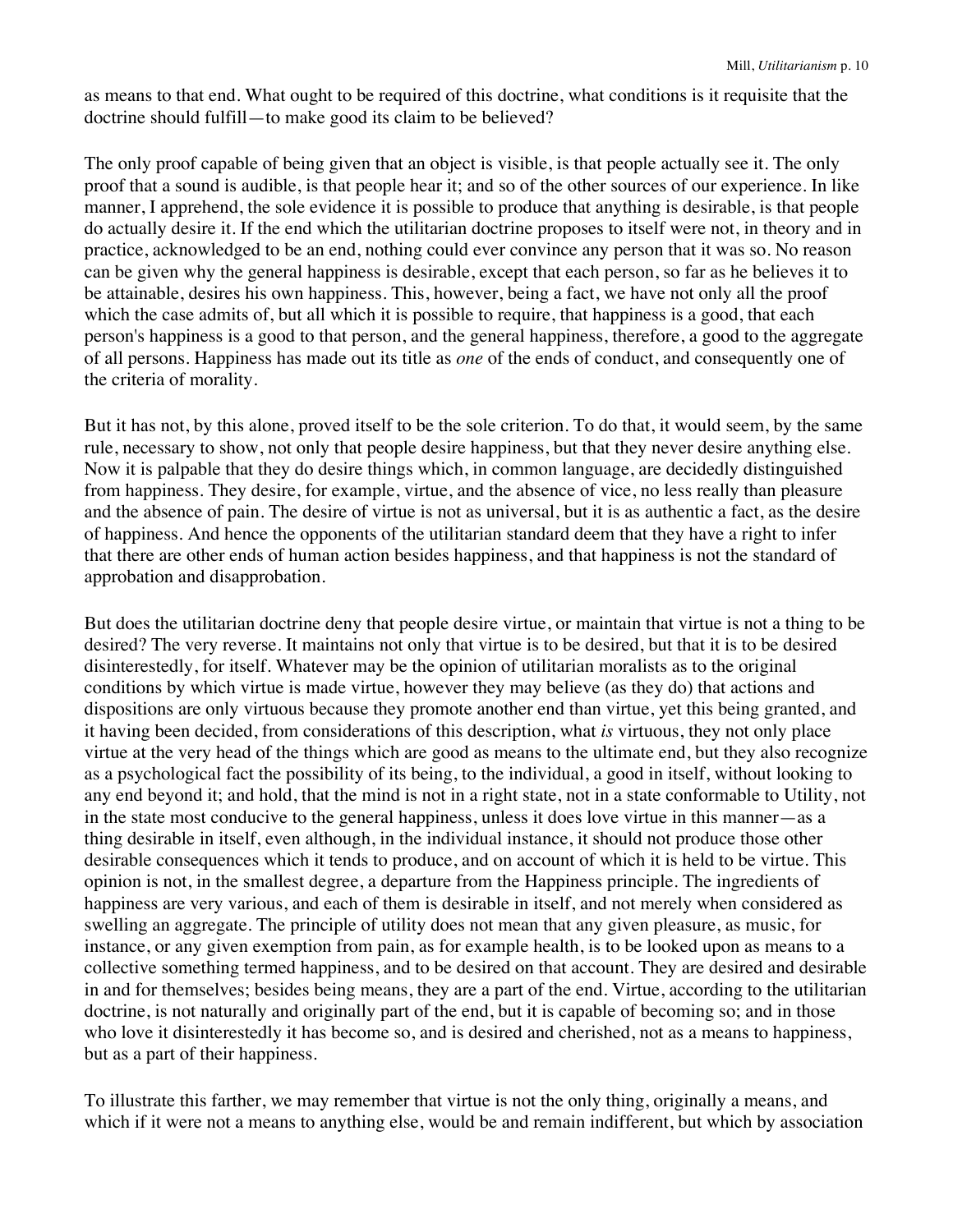as means to that end. What ought to be required of this doctrine, what conditions is it requisite that the doctrine should fulfill—to make good its claim to be believed?

The only proof capable of being given that an object is visible, is that people actually see it. The only proof that a sound is audible, is that people hear it; and so of the other sources of our experience. In like manner, I apprehend, the sole evidence it is possible to produce that anything is desirable, is that people do actually desire it. If the end which the utilitarian doctrine proposes to itself were not, in theory and in practice, acknowledged to be an end, nothing could ever convince any person that it was so. No reason can be given why the general happiness is desirable, except that each person, so far as he believes it to be attainable, desires his own happiness. This, however, being a fact, we have not only all the proof which the case admits of, but all which it is possible to require, that happiness is a good, that each person's happiness is a good to that person, and the general happiness, therefore, a good to the aggregate of all persons. Happiness has made out its title as *one* of the ends of conduct, and consequently one of the criteria of morality.

But it has not, by this alone, proved itself to be the sole criterion. To do that, it would seem, by the same rule, necessary to show, not only that people desire happiness, but that they never desire anything else. Now it is palpable that they do desire things which, in common language, are decidedly distinguished from happiness. They desire, for example, virtue, and the absence of vice, no less really than pleasure and the absence of pain. The desire of virtue is not as universal, but it is as authentic a fact, as the desire of happiness. And hence the opponents of the utilitarian standard deem that they have a right to infer that there are other ends of human action besides happiness, and that happiness is not the standard of approbation and disapprobation.

But does the utilitarian doctrine deny that people desire virtue, or maintain that virtue is not a thing to be desired? The very reverse. It maintains not only that virtue is to be desired, but that it is to be desired disinterestedly, for itself. Whatever may be the opinion of utilitarian moralists as to the original conditions by which virtue is made virtue, however they may believe (as they do) that actions and dispositions are only virtuous because they promote another end than virtue, yet this being granted, and it having been decided, from considerations of this description, what *is* virtuous, they not only place virtue at the very head of the things which are good as means to the ultimate end, but they also recognize as a psychological fact the possibility of its being, to the individual, a good in itself, without looking to any end beyond it; and hold, that the mind is not in a right state, not in a state conformable to Utility, not in the state most conducive to the general happiness, unless it does love virtue in this manner—as a thing desirable in itself, even although, in the individual instance, it should not produce those other desirable consequences which it tends to produce, and on account of which it is held to be virtue. This opinion is not, in the smallest degree, a departure from the Happiness principle. The ingredients of happiness are very various, and each of them is desirable in itself, and not merely when considered as swelling an aggregate. The principle of utility does not mean that any given pleasure, as music, for instance, or any given exemption from pain, as for example health, is to be looked upon as means to a collective something termed happiness, and to be desired on that account. They are desired and desirable in and for themselves; besides being means, they are a part of the end. Virtue, according to the utilitarian doctrine, is not naturally and originally part of the end, but it is capable of becoming so; and in those who love it disinterestedly it has become so, and is desired and cherished, not as a means to happiness, but as a part of their happiness.

To illustrate this farther, we may remember that virtue is not the only thing, originally a means, and which if it were not a means to anything else, would be and remain indifferent, but which by association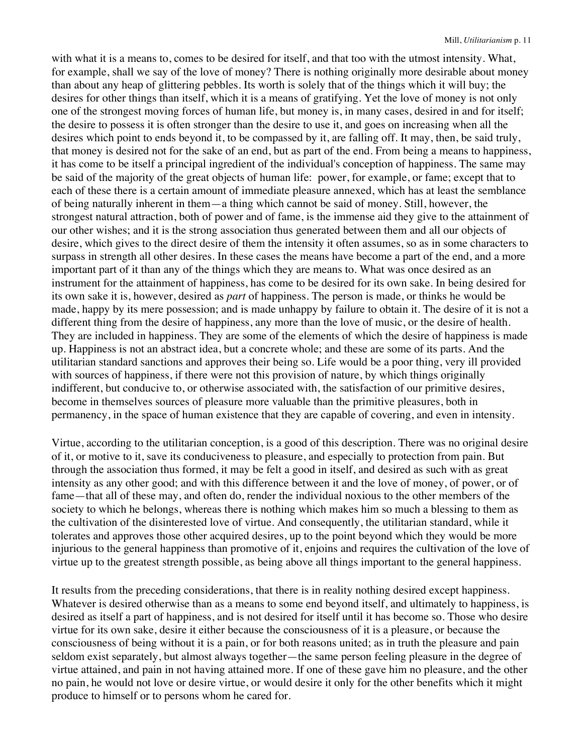with what it is a means to, comes to be desired for itself, and that too with the utmost intensity. What, for example, shall we say of the love of money? There is nothing originally more desirable about money than about any heap of glittering pebbles. Its worth is solely that of the things which it will buy; the desires for other things than itself, which it is a means of gratifying. Yet the love of money is not only one of the strongest moving forces of human life, but money is, in many cases, desired in and for itself; the desire to possess it is often stronger than the desire to use it, and goes on increasing when all the desires which point to ends beyond it, to be compassed by it, are falling off. It may, then, be said truly, that money is desired not for the sake of an end, but as part of the end. From being a means to happiness, it has come to be itself a principal ingredient of the individual's conception of happiness. The same may be said of the majority of the great objects of human life: power, for example, or fame; except that to each of these there is a certain amount of immediate pleasure annexed, which has at least the semblance of being naturally inherent in them—a thing which cannot be said of money. Still, however, the strongest natural attraction, both of power and of fame, is the immense aid they give to the attainment of our other wishes; and it is the strong association thus generated between them and all our objects of desire, which gives to the direct desire of them the intensity it often assumes, so as in some characters to surpass in strength all other desires. In these cases the means have become a part of the end, and a more important part of it than any of the things which they are means to. What was once desired as an instrument for the attainment of happiness, has come to be desired for its own sake. In being desired for its own sake it is, however, desired as *part* of happiness. The person is made, or thinks he would be made, happy by its mere possession; and is made unhappy by failure to obtain it. The desire of it is not a different thing from the desire of happiness, any more than the love of music, or the desire of health. They are included in happiness. They are some of the elements of which the desire of happiness is made up. Happiness is not an abstract idea, but a concrete whole; and these are some of its parts. And the utilitarian standard sanctions and approves their being so. Life would be a poor thing, very ill provided with sources of happiness, if there were not this provision of nature, by which things originally indifferent, but conducive to, or otherwise associated with, the satisfaction of our primitive desires, become in themselves sources of pleasure more valuable than the primitive pleasures, both in permanency, in the space of human existence that they are capable of covering, and even in intensity.

Virtue, according to the utilitarian conception, is a good of this description. There was no original desire of it, or motive to it, save its conduciveness to pleasure, and especially to protection from pain. But through the association thus formed, it may be felt a good in itself, and desired as such with as great intensity as any other good; and with this difference between it and the love of money, of power, or of fame—that all of these may, and often do, render the individual noxious to the other members of the society to which he belongs, whereas there is nothing which makes him so much a blessing to them as the cultivation of the disinterested love of virtue. And consequently, the utilitarian standard, while it tolerates and approves those other acquired desires, up to the point beyond which they would be more injurious to the general happiness than promotive of it, enjoins and requires the cultivation of the love of virtue up to the greatest strength possible, as being above all things important to the general happiness.

It results from the preceding considerations, that there is in reality nothing desired except happiness. Whatever is desired otherwise than as a means to some end beyond itself, and ultimately to happiness, is desired as itself a part of happiness, and is not desired for itself until it has become so. Those who desire virtue for its own sake, desire it either because the consciousness of it is a pleasure, or because the consciousness of being without it is a pain, or for both reasons united; as in truth the pleasure and pain seldom exist separately, but almost always together—the same person feeling pleasure in the degree of virtue attained, and pain in not having attained more. If one of these gave him no pleasure, and the other no pain, he would not love or desire virtue, or would desire it only for the other benefits which it might produce to himself or to persons whom he cared for.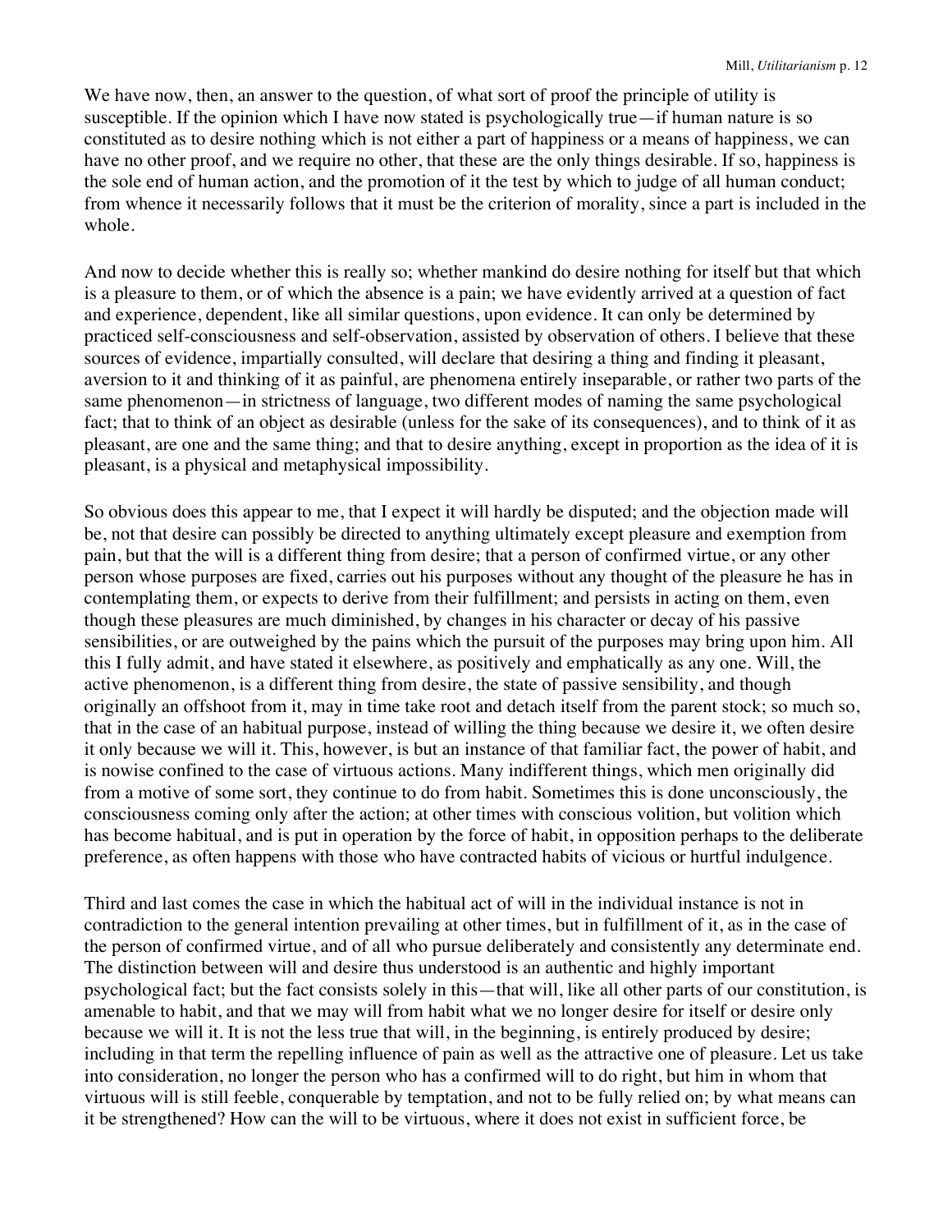We have now, then, an answer to the question, of what sort of proof the principle of utility is susceptible. If the opinion which I have now stated is psychologically true—if human nature is so constituted as to desire nothing which is not either a part of happiness or a means of happiness, we can have no other proof, and we require no other, that these are the only things desirable. If so, happiness is the sole end of human action, and the promotion of it the test by which to judge of all human conduct; from whence it necessarily follows that it must be the criterion of morality, since a part is included in the whole.

And now to decide whether this is really so; whether mankind do desire nothing for itself but that which is a pleasure to them, or of which the absence is a pain; we have evidently arrived at a question of fact and experience, dependent, like all similar questions, upon evidence. It can only be determined by practiced self-consciousness and self-observation, assisted by observation of others. I believe that these sources of evidence, impartially consulted, will declare that desiring a thing and finding it pleasant, aversion to it and thinking of it as painful, are phenomena entirely inseparable, or rather two parts of the same phenomenon—in strictness of language, two different modes of naming the same psychological fact; that to think of an object as desirable (unless for the sake of its consequences), and to think of it as pleasant, are one and the same thing; and that to desire anything, except in proportion as the idea of it is pleasant, is a physical and metaphysical impossibility.

So obvious does this appear to me, that I expect it will hardly be disputed; and the objection made will be, not that desire can possibly be directed to anything ultimately except pleasure and exemption from pain, but that the will is a different thing from desire; that a person of confirmed virtue, or any other person whose purposes are fixed, carries out his purposes without any thought of the pleasure he has in contemplating them, or expects to derive from their fulfillment; and persists in acting on them, even though these pleasures are much diminished, by changes in his character or decay of his passive sensibilities, or are outweighed by the pains which the pursuit of the purposes may bring upon him. All this I fully admit, and have stated it elsewhere, as positively and emphatically as any one. Will, the active phenomenon, is a different thing from desire, the state of passive sensibility, and though originally an offshoot from it, may in time take root and detach itself from the parent stock; so much so, that in the case of an habitual purpose, instead of willing the thing because we desire it, we often desire it only because we will it. This, however, is but an instance of that familiar fact, the power of habit, and is nowise confined to the case of virtuous actions. Many indifferent things, which men originally did from a motive of some sort, they continue to do from habit. Sometimes this is done unconsciously, the consciousness coming only after the action; at other times with conscious volition, but volition which has become habitual, and is put in operation by the force of habit, in opposition perhaps to the deliberate preference, as often happens with those who have contracted habits of vicious or hurtful indulgence.

Third and last comes the case in which the habitual act of will in the individual instance is not in contradiction to the general intention prevailing at other times, but in fulfillment of it, as in the case of the person of confirmed virtue, and of all who pursue deliberately and consistently any determinate end. The distinction between will and desire thus understood is an authentic and highly important psychological fact; but the fact consists solely in this—that will, like all other parts of our constitution, is amenable to habit, and that we may will from habit what we no longer desire for itself or desire only because we will it. It is not the less true that will, in the beginning, is entirely produced by desire; including in that term the repelling influence of pain as well as the attractive one of pleasure. Let us take into consideration, no longer the person who has a confirmed will to do right, but him in whom that virtuous will is still feeble, conquerable by temptation, and not to be fully relied on; by what means can it be strengthened? How can the will to be virtuous, where it does not exist in sufficient force, be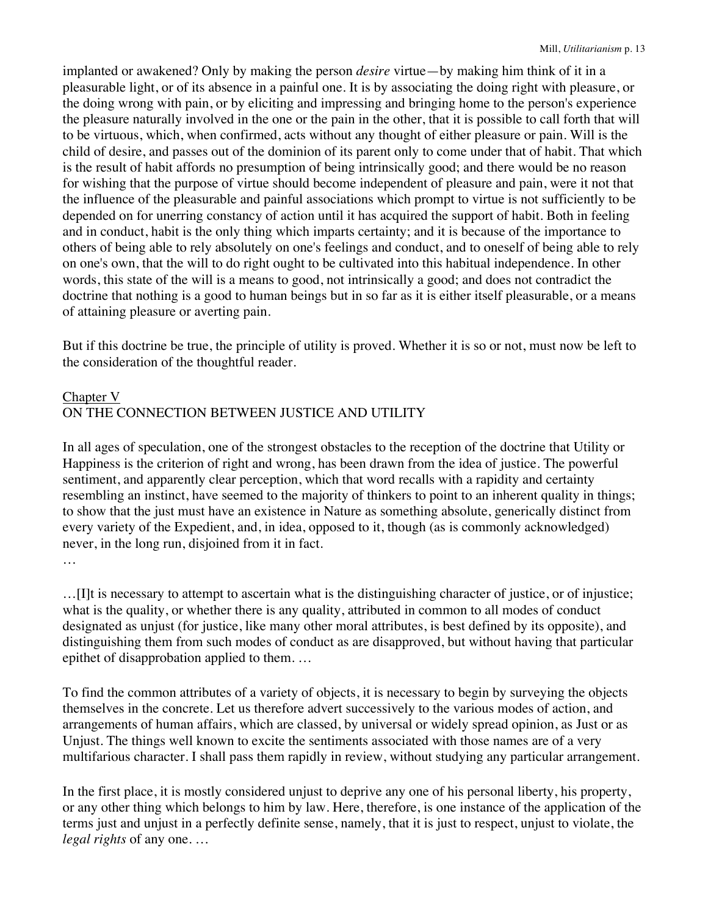implanted or awakened? Only by making the person *desire* virtue—by making him think of it in a pleasurable light, or of its absence in a painful one. It is by associating the doing right with pleasure, or the doing wrong with pain, or by eliciting and impressing and bringing home to the person's experience the pleasure naturally involved in the one or the pain in the other, that it is possible to call forth that will to be virtuous, which, when confirmed, acts without any thought of either pleasure or pain. Will is the child of desire, and passes out of the dominion of its parent only to come under that of habit. That which is the result of habit affords no presumption of being intrinsically good; and there would be no reason for wishing that the purpose of virtue should become independent of pleasure and pain, were it not that the influence of the pleasurable and painful associations which prompt to virtue is not sufficiently to be depended on for unerring constancy of action until it has acquired the support of habit. Both in feeling and in conduct, habit is the only thing which imparts certainty; and it is because of the importance to others of being able to rely absolutely on one's feelings and conduct, and to oneself of being able to rely on one's own, that the will to do right ought to be cultivated into this habitual independence. In other words, this state of the will is a means to good, not intrinsically a good; and does not contradict the doctrine that nothing is a good to human beings but in so far as it is either itself pleasurable, or a means of attaining pleasure or averting pain.

But if this doctrine be true, the principle of utility is proved. Whether it is so or not, must now be left to the consideration of the thoughtful reader.

## Chapter V
## ON THE CONNECTION BETWEEN JUSTICE AND UTILITY

In all ages of speculation, one of the strongest obstacles to the reception of the doctrine that Utility or Happiness is the criterion of right and wrong, has been drawn from the idea of justice. The powerful sentiment, and apparently clear perception, which that word recalls with a rapidity and certainty resembling an instinct, have seemed to the majority of thinkers to point to an inherent quality in things; to show that the just must have an existence in Nature as something absolute, generically distinct from every variety of the Expedient, and, in idea, opposed to it, though (as is commonly acknowledged) never, in the long run, disjoined from it in fact.
…

…[I]t is necessary to attempt to ascertain what is the distinguishing character of justice, or of injustice; what is the quality, or whether there is any quality, attributed in common to all modes of conduct designated as unjust (for justice, like many other moral attributes, is best defined by its opposite), and distinguishing them from such modes of conduct as are disapproved, but without having that particular epithet of disapprobation applied to them. …

To find the common attributes of a variety of objects, it is necessary to begin by surveying the objects themselves in the concrete. Let us therefore advert successively to the various modes of action, and arrangements of human affairs, which are classed, by universal or widely spread opinion, as Just or as Unjust. The things well known to excite the sentiments associated with those names are of a very multifarious character. I shall pass them rapidly in review, without studying any particular arrangement.

In the first place, it is mostly considered unjust to deprive any one of his personal liberty, his property, or any other thing which belongs to him by law. Here, therefore, is one instance of the application of the terms just and unjust in a perfectly definite sense, namely, that it is just to respect, unjust to violate, the *legal rights* of any one. …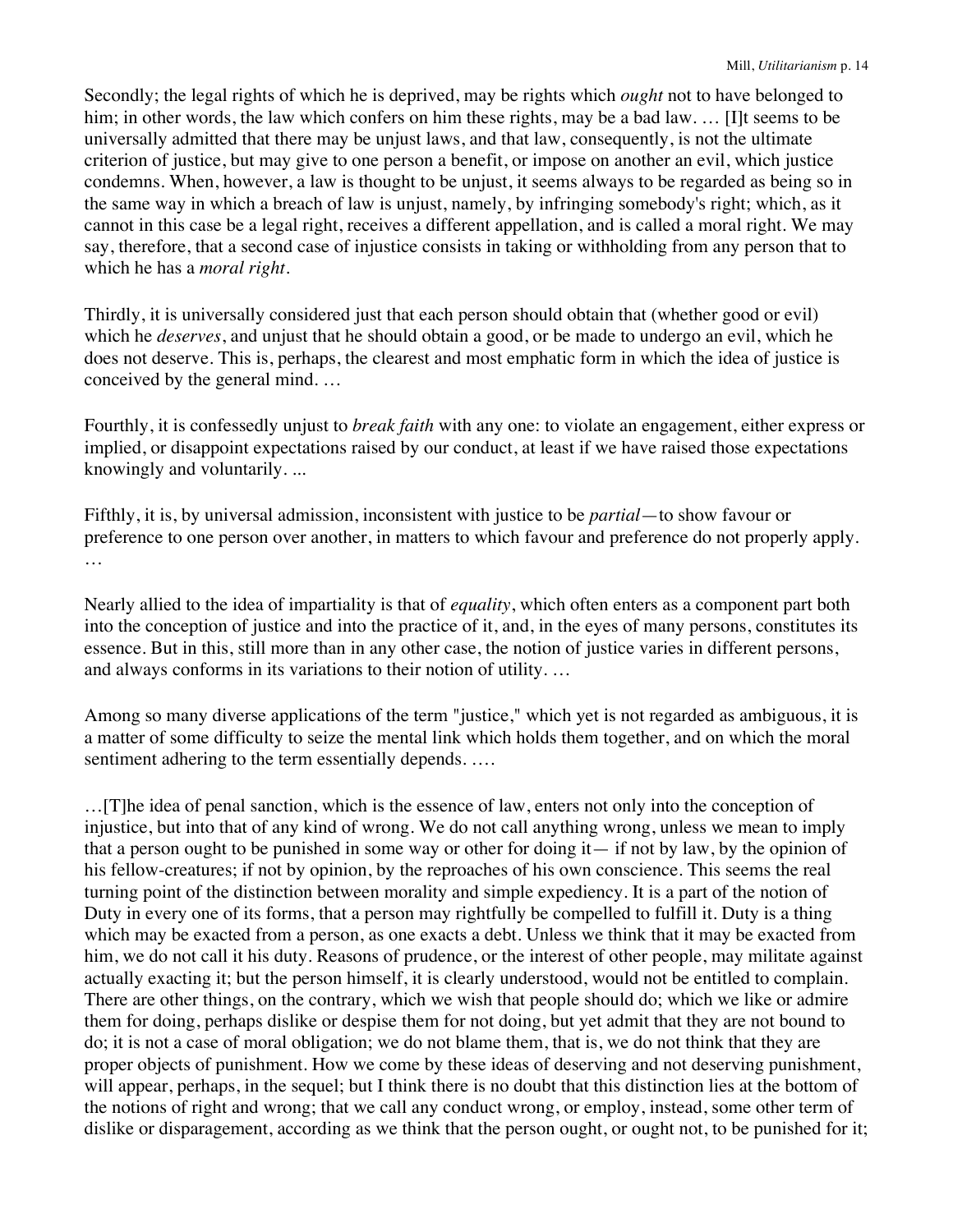Secondly; the legal rights of which he is deprived, may be rights which *ought* not to have belonged to him; in other words, the law which confers on him these rights, may be a bad law. … [I]t seems to be universally admitted that there may be unjust laws, and that law, consequently, is not the ultimate criterion of justice, but may give to one person a benefit, or impose on another an evil, which justice condemns. When, however, a law is thought to be unjust, it seems always to be regarded as being so in the same way in which a breach of law is unjust, namely, by infringing somebody's right; which, as it cannot in this case be a legal right, receives a different appellation, and is called a moral right. We may say, therefore, that a second case of injustice consists in taking or withholding from any person that to which he has a *moral right*.

Thirdly, it is universally considered just that each person should obtain that (whether good or evil) which he *deserves*, and unjust that he should obtain a good, or be made to undergo an evil, which he does not deserve. This is, perhaps, the clearest and most emphatic form in which the idea of justice is conceived by the general mind. …

Fourthly, it is confessedly unjust to *break faith* with any one: to violate an engagement, either express or implied, or disappoint expectations raised by our conduct, at least if we have raised those expectations knowingly and voluntarily. ...

Fifthly, it is, by universal admission, inconsistent with justice to be *partial*—to show favour or preference to one person over another, in matters to which favour and preference do not properly apply. …

Nearly allied to the idea of impartiality is that of *equality*, which often enters as a component part both into the conception of justice and into the practice of it, and, in the eyes of many persons, constitutes its essence. But in this, still more than in any other case, the notion of justice varies in different persons, and always conforms in its variations to their notion of utility. …

Among so many diverse applications of the term "justice," which yet is not regarded as ambiguous, it is a matter of some difficulty to seize the mental link which holds them together, and on which the moral sentiment adhering to the term essentially depends. ….

…[T]he idea of penal sanction, which is the essence of law, enters not only into the conception of injustice, but into that of any kind of wrong. We do not call anything wrong, unless we mean to imply that a person ought to be punished in some way or other for doing it— if not by law, by the opinion of his fellow-creatures; if not by opinion, by the reproaches of his own conscience. This seems the real turning point of the distinction between morality and simple expediency. It is a part of the notion of Duty in every one of its forms, that a person may rightfully be compelled to fulfill it. Duty is a thing which may be exacted from a person, as one exacts a debt. Unless we think that it may be exacted from him, we do not call it his duty. Reasons of prudence, or the interest of other people, may militate against actually exacting it; but the person himself, it is clearly understood, would not be entitled to complain. There are other things, on the contrary, which we wish that people should do; which we like or admire them for doing, perhaps dislike or despise them for not doing, but yet admit that they are not bound to do; it is not a case of moral obligation; we do not blame them, that is, we do not think that they are proper objects of punishment. How we come by these ideas of deserving and not deserving punishment, will appear, perhaps, in the sequel; but I think there is no doubt that this distinction lies at the bottom of the notions of right and wrong; that we call any conduct wrong, or employ, instead, some other term of dislike or disparagement, according as we think that the person ought, or ought not, to be punished for it;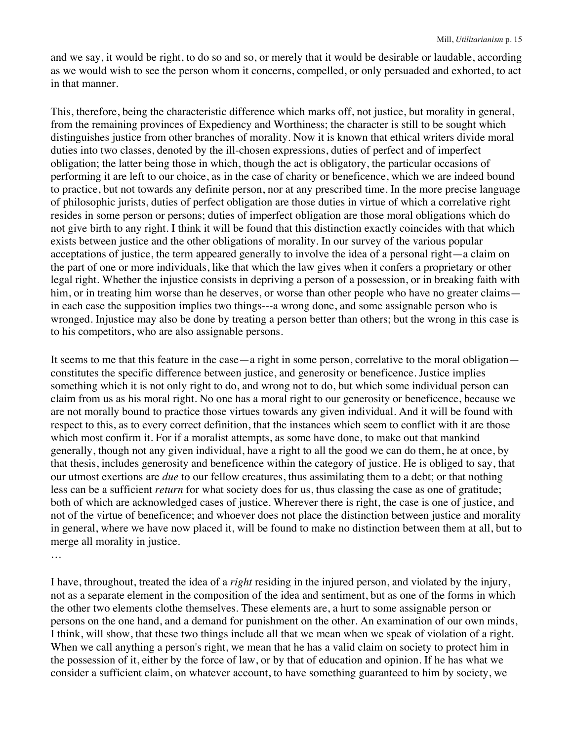and we say, it would be right, to do so and so, or merely that it would be desirable or laudable, according as we would wish to see the person whom it concerns, compelled, or only persuaded and exhorted, to act in that manner.

This, therefore, being the characteristic difference which marks off, not justice, but morality in general, from the remaining provinces of Expediency and Worthiness; the character is still to be sought which distinguishes justice from other branches of morality. Now it is known that ethical writers divide moral duties into two classes, denoted by the ill-chosen expressions, duties of perfect and of imperfect obligation; the latter being those in which, though the act is obligatory, the particular occasions of performing it are left to our choice, as in the case of charity or beneficence, which we are indeed bound to practice, but not towards any definite person, nor at any prescribed time. In the more precise language of philosophic jurists, duties of perfect obligation are those duties in virtue of which a correlative right resides in some person or persons; duties of imperfect obligation are those moral obligations which do not give birth to any right. I think it will be found that this distinction exactly coincides with that which exists between justice and the other obligations of morality. In our survey of the various popular acceptations of justice, the term appeared generally to involve the idea of a personal right—a claim on the part of one or more individuals, like that which the law gives when it confers a proprietary or other legal right. Whether the injustice consists in depriving a person of a possession, or in breaking faith with him, or in treating him worse than he deserves, or worse than other people who have no greater claims—in each case the supposition implies two things---a wrong done, and some assignable person who is wronged. Injustice may also be done by treating a person better than others; but the wrong in this case is to his competitors, who are also assignable persons.

It seems to me that this feature in the case—a right in some person, correlative to the moral obligation—constitutes the specific difference between justice, and generosity or beneficence. Justice implies something which it is not only right to do, and wrong not to do, but which some individual person can claim from us as his moral right. No one has a moral right to our generosity or beneficence, because we are not morally bound to practice those virtues towards any given individual. And it will be found with respect to this, as to every correct definition, that the instances which seem to conflict with it are those which most confirm it. For if a moralist attempts, as some have done, to make out that mankind generally, though not any given individual, have a right to all the good we can do them, he at once, by that thesis, includes generosity and beneficence within the category of justice. He is obliged to say, that our utmost exertions are *due* to our fellow creatures, thus assimilating them to a debt; or that nothing less can be a sufficient *return* for what society does for us, thus classing the case as one of gratitude; both of which are acknowledged cases of justice. Wherever there is right, the case is one of justice, and not of the virtue of beneficence; and whoever does not place the distinction between justice and morality in general, where we have now placed it, will be found to make no distinction between them at all, but to merge all morality in justice.

…

I have, throughout, treated the idea of a *right* residing in the injured person, and violated by the injury, not as a separate element in the composition of the idea and sentiment, but as one of the forms in which the other two elements clothe themselves. These elements are, a hurt to some assignable person or persons on the one hand, and a demand for punishment on the other. An examination of our own minds, I think, will show, that these two things include all that we mean when we speak of violation of a right. When we call anything a person's right, we mean that he has a valid claim on society to protect him in the possession of it, either by the force of law, or by that of education and opinion. If he has what we consider a sufficient claim, on whatever account, to have something guaranteed to him by society, we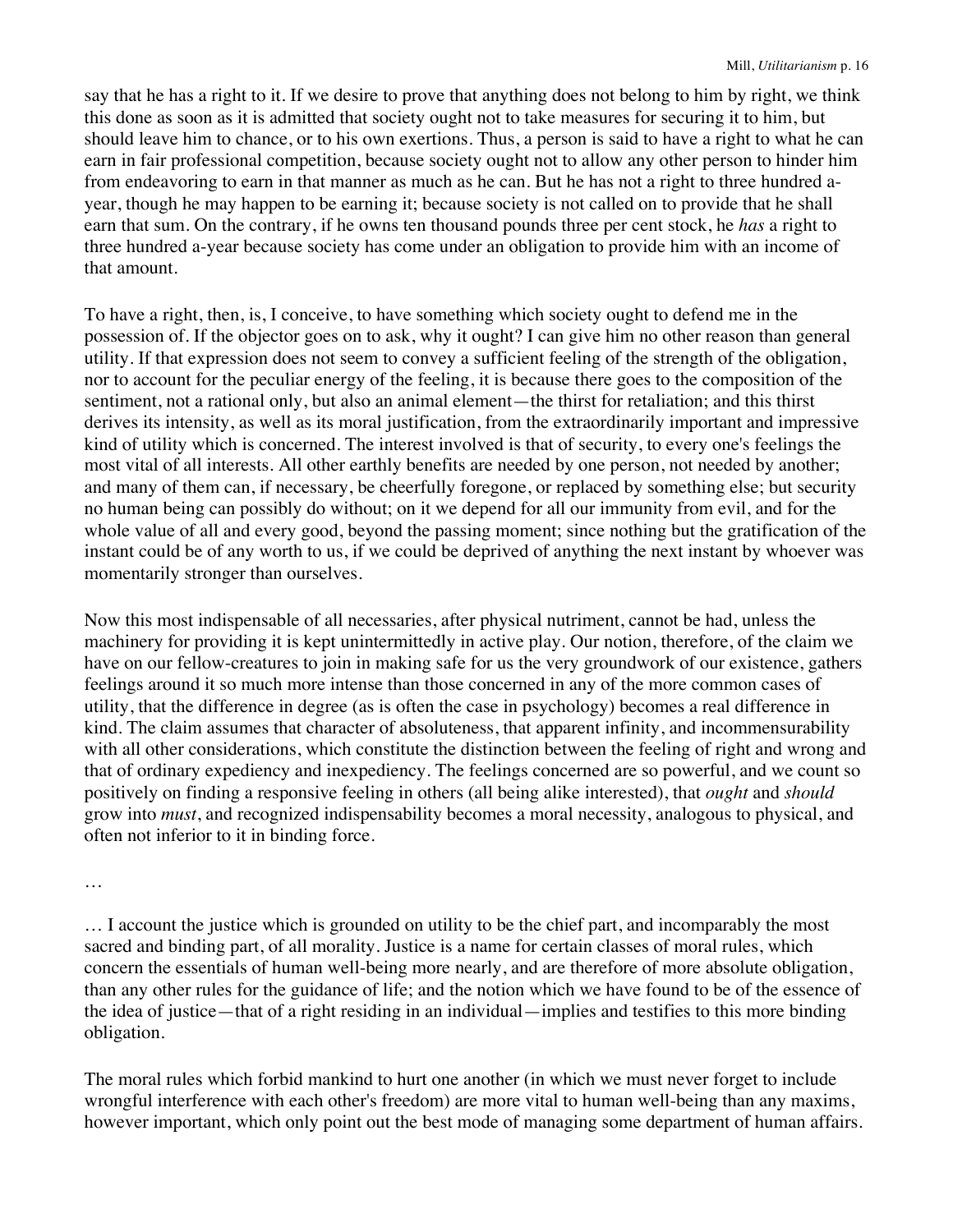say that he has a right to it. If we desire to prove that anything does not belong to him by right, we think this done as soon as it is admitted that society ought not to take measures for securing it to him, but should leave him to chance, or to his own exertions. Thus, a person is said to have a right to what he can earn in fair professional competition, because society ought not to allow any other person to hinder him from endeavoring to earn in that manner as much as he can. But he has not a right to three hundred a-year, though he may happen to be earning it; because society is not called on to provide that he shall earn that sum. On the contrary, if he owns ten thousand pounds three per cent stock, he *has* a right to three hundred a-year because society has come under an obligation to provide him with an income of that amount.

To have a right, then, is, I conceive, to have something which society ought to defend me in the possession of. If the objector goes on to ask, why it ought? I can give him no other reason than general utility. If that expression does not seem to convey a sufficient feeling of the strength of the obligation, nor to account for the peculiar energy of the feeling, it is because there goes to the composition of the sentiment, not a rational only, but also an animal element—the thirst for retaliation; and this thirst derives its intensity, as well as its moral justification, from the extraordinarily important and impressive kind of utility which is concerned. The interest involved is that of security, to every one's feelings the most vital of all interests. All other earthly benefits are needed by one person, not needed by another; and many of them can, if necessary, be cheerfully foregone, or replaced by something else; but security no human being can possibly do without; on it we depend for all our immunity from evil, and for the whole value of all and every good, beyond the passing moment; since nothing but the gratification of the instant could be of any worth to us, if we could be deprived of anything the next instant by whoever was momentarily stronger than ourselves.

Now this most indispensable of all necessaries, after physical nutriment, cannot be had, unless the machinery for providing it is kept unintermittedly in active play. Our notion, therefore, of the claim we have on our fellow-creatures to join in making safe for us the very groundwork of our existence, gathers feelings around it so much more intense than those concerned in any of the more common cases of utility, that the difference in degree (as is often the case in psychology) becomes a real difference in kind. The claim assumes that character of absoluteness, that apparent infinity, and incommensurability with all other considerations, which constitute the distinction between the feeling of right and wrong and that of ordinary expediency and inexpediency. The feelings concerned are so powerful, and we count so positively on finding a responsive feeling in others (all being alike interested), that *ought* and *should* grow into *must*, and recognized indispensability becomes a moral necessity, analogous to physical, and often not inferior to it in binding force.

…

… I account the justice which is grounded on utility to be the chief part, and incomparably the most sacred and binding part, of all morality. Justice is a name for certain classes of moral rules, which concern the essentials of human well-being more nearly, and are therefore of more absolute obligation, than any other rules for the guidance of life; and the notion which we have found to be of the essence of the idea of justice—that of a right residing in an individual—implies and testifies to this more binding obligation.

The moral rules which forbid mankind to hurt one another (in which we must never forget to include wrongful interference with each other's freedom) are more vital to human well-being than any maxims, however important, which only point out the best mode of managing some department of human affairs.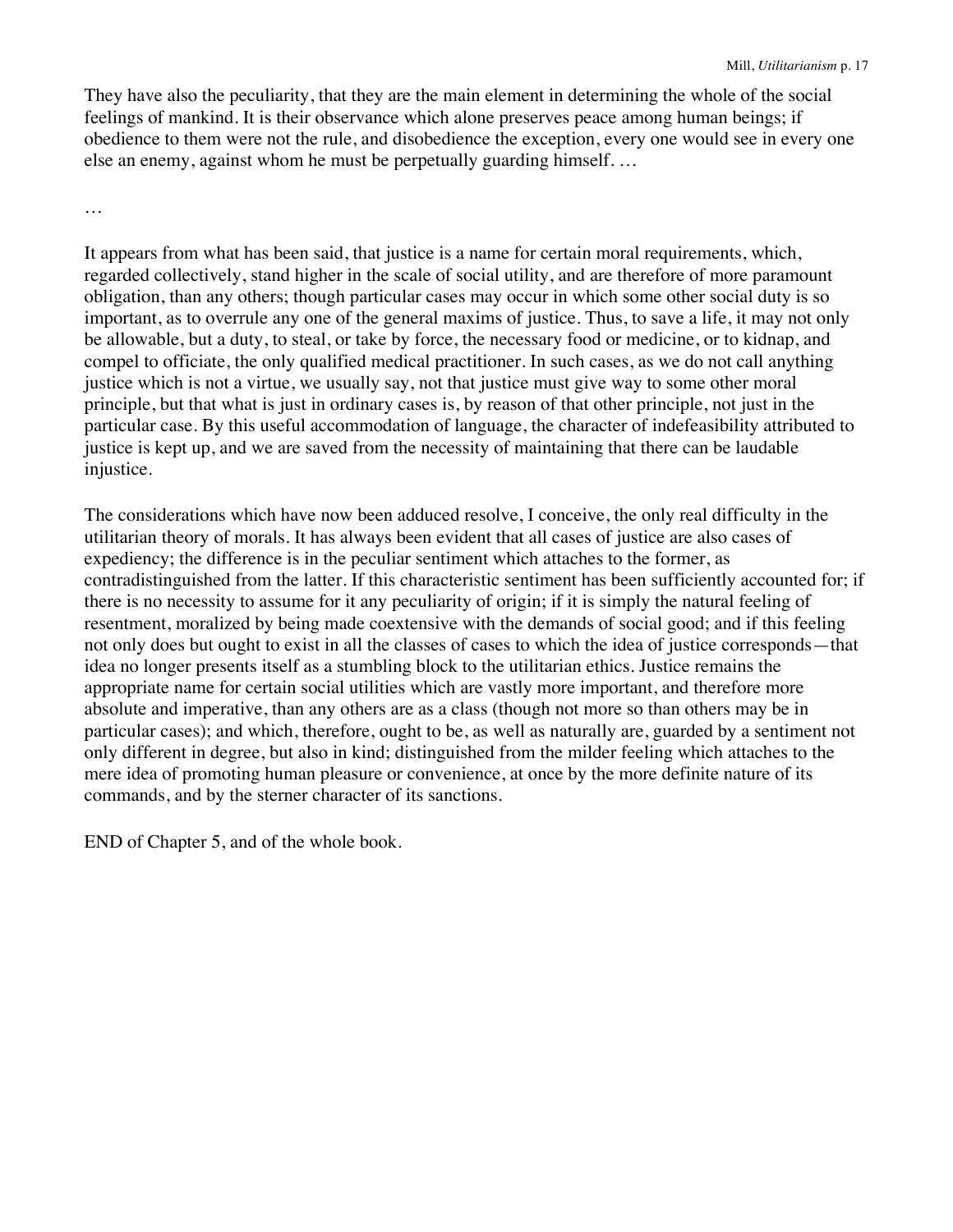They have also the peculiarity, that they are the main element in determining the whole of the social feelings of mankind. It is their observance which alone preserves peace among human beings; if obedience to them were not the rule, and disobedience the exception, every one would see in every one else an enemy, against whom he must be perpetually guarding himself. …

…

It appears from what has been said, that justice is a name for certain moral requirements, which, regarded collectively, stand higher in the scale of social utility, and are therefore of more paramount obligation, than any others; though particular cases may occur in which some other social duty is so important, as to overrule any one of the general maxims of justice. Thus, to save a life, it may not only be allowable, but a duty, to steal, or take by force, the necessary food or medicine, or to kidnap, and compel to officiate, the only qualified medical practitioner. In such cases, as we do not call anything justice which is not a virtue, we usually say, not that justice must give way to some other moral principle, but that what is just in ordinary cases is, by reason of that other principle, not just in the particular case. By this useful accommodation of language, the character of indefeasibility attributed to justice is kept up, and we are saved from the necessity of maintaining that there can be laudable injustice.

The considerations which have now been adduced resolve, I conceive, the only real difficulty in the utilitarian theory of morals. It has always been evident that all cases of justice are also cases of expediency; the difference is in the peculiar sentiment which attaches to the former, as contradistinguished from the latter. If this characteristic sentiment has been sufficiently accounted for; if there is no necessity to assume for it any peculiarity of origin; if it is simply the natural feeling of resentment, moralized by being made coextensive with the demands of social good; and if this feeling not only does but ought to exist in all the classes of cases to which the idea of justice corresponds—that idea no longer presents itself as a stumbling block to the utilitarian ethics. Justice remains the appropriate name for certain social utilities which are vastly more important, and therefore more absolute and imperative, than any others are as a class (though not more so than others may be in particular cases); and which, therefore, ought to be, as well as naturally are, guarded by a sentiment not only different in degree, but also in kind; distinguished from the milder feeling which attaches to the mere idea of promoting human pleasure or convenience, at once by the more definite nature of its commands, and by the sterner character of its sanctions.

END of Chapter 5, and of the whole book.